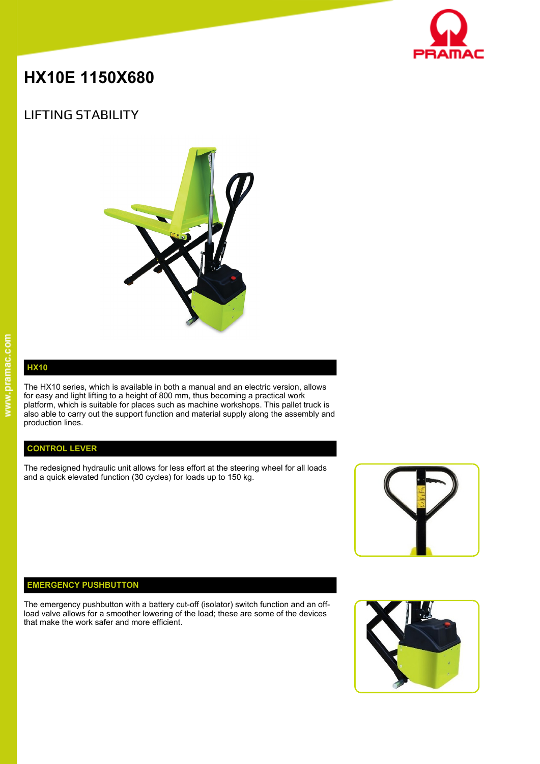# HX10E 1150X680

## LIFTING STABILITY

### HX10

The HX10 series, which is available in both a manual and an electric version, allows for easy and light lifting to a height of 800 mm, thus becoming a practical work platform, which is suitable for places such as machine workshops. This pallet truck is also able to carry out the support function and material supply along the assembly and production lines.

### CONTROL LEVER

The redesigned hydraulic unit allows for less effort at the steering wheel for all loads and a quick elevated function (30 cycles) for loads up to 150 kg.

### EMERGENCY PUSHBUTTON

The emergency pushbutton with a battery cut-off (isolator) switch function and an off-load valve allows for a smoother lowering of the load; these are some of the devices that make the work safer and more efficient.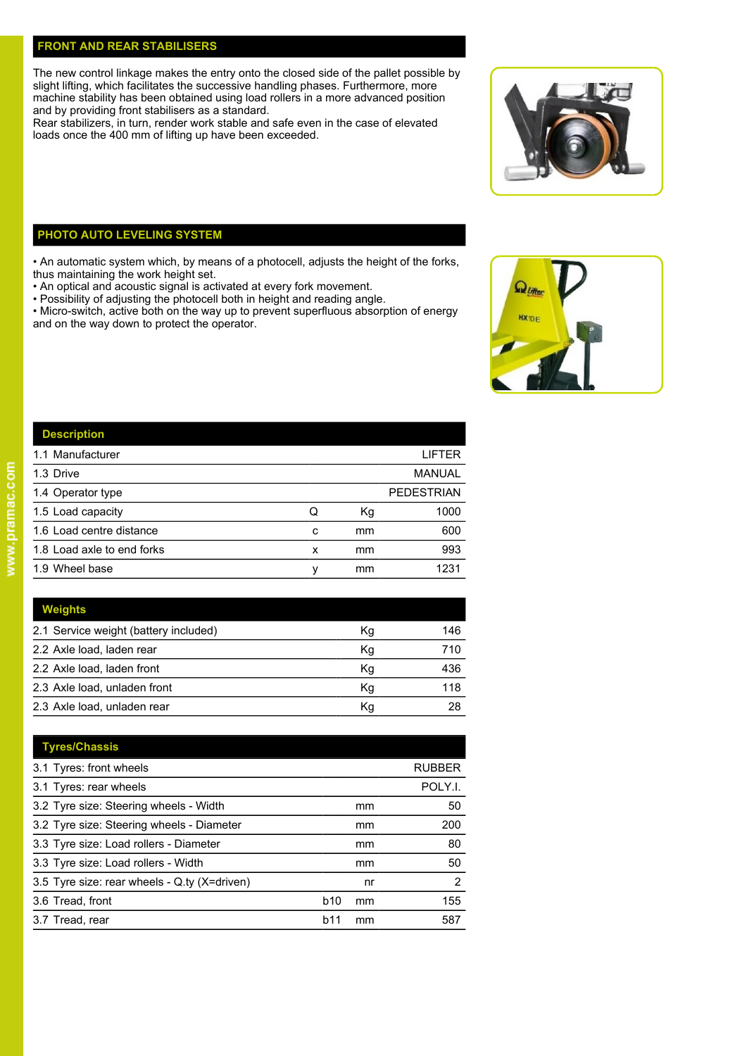## FRONT AND REAR STABILISERS

The new control linkage makes the entry onto the closed side of the pallet possible by slight lifting, which facilitates the successive handling phases. Furthermore, more machine stability has been obtained using load rollers in a more advanced position and by providing front stabilisers as a standard.
Rear stabilizers, in turn, render work stable and safe even in the case of elevated loads once the 400 mm of lifting up have been exceeded.

## PHOTO AUTO LEVELING SYSTEM

- An automatic system which, by means of a photocell, adjusts the height of the forks, thus maintaining the work height set.
- An optical and acoustic signal is activated at every fork movement.
- Possibility of adjusting the photocell both in height and reading angle.
- Micro-switch, active both on the way up to prevent superfluous absorption of energy and on the way down to protect the operator.

| Description | | | |
|---|---|---|---|
| 1.1 Manufacturer | | | LIFTER |
| 1.3 Drive | | | MANUAL |
| 1.4 Operator type | | | PEDESTRIAN |
| 1.5 Load capacity | Q | Kg | 1000 |
| 1.6 Load centre distance | c | mm | 600 |
| 1.8 Load axle to end forks | x | mm | 993 |
| 1.9 Wheel base | y | mm | 1231 |

| Weights | | |
|---|---|---|
| 2.1 Service weight (battery included) | Kg | 146 |
| 2.2 Axle load, laden rear | Kg | 710 |
| 2.2 Axle load, laden front | Kg | 436 |
| 2.3 Axle load, unladen front | Kg | 118 |
| 2.3 Axle load, unladen rear | Kg | 28 |

| Tyres/Chassis | | | |
|---|---|---|---|
| 3.1 Tyres: front wheels | | | RUBBER |
| 3.1 Tyres: rear wheels | | | POLY.I. |
| 3.2 Tyre size: Steering wheels - Width | | mm | 50 |
| 3.2 Tyre size: Steering wheels - Diameter | | mm | 200 |
| 3.3 Tyre size: Load rollers - Diameter | | mm | 80 |
| 3.3 Tyre size: Load rollers - Width | | mm | 50 |
| 3.5 Tyre size: rear wheels - Q.ty (X=driven) | | nr | 2 |
| 3.6 Tread, front | b10 | mm | 155 |
| 3.7 Tread, rear | b11 | mm | 587 |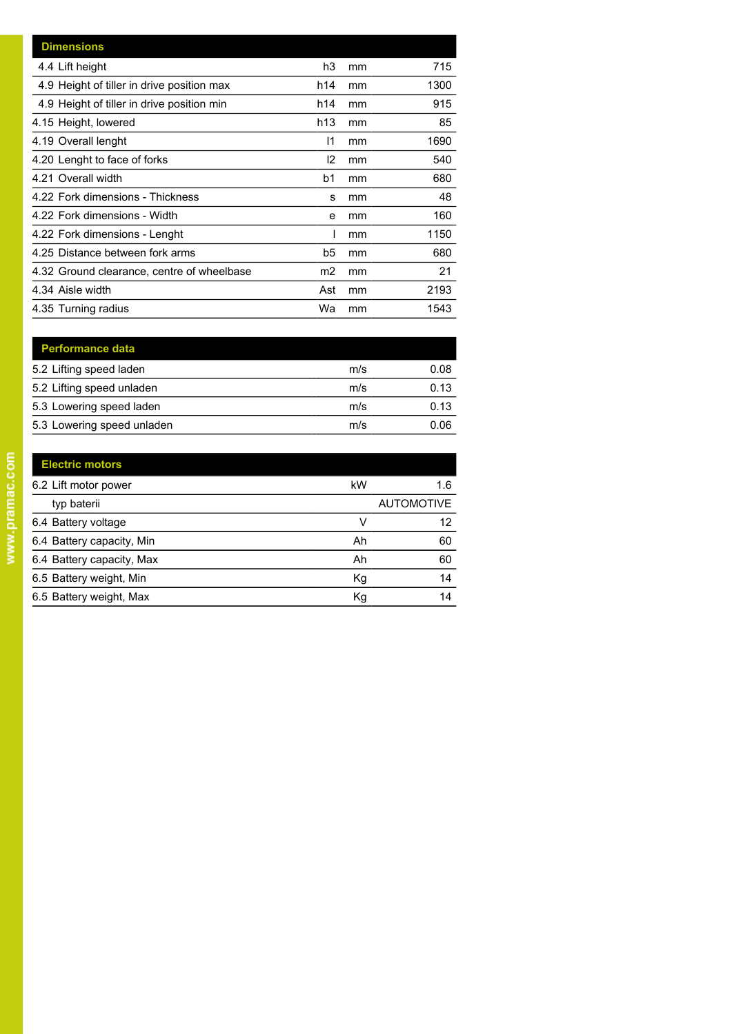| Dimensions | | | |
|---|---|---|---|
| 4.4 Lift height | h3 | mm | 715 |
| 4.9 Height of tiller in drive position max | h14 | mm | 1300 |
| 4.9 Height of tiller in drive position min | h14 | mm | 915 |
| 4.15 Height, lowered | h13 | mm | 85 |
| 4.19 Overall lenght | l1 | mm | 1690 |
| 4.20 Lenght to face of forks | l2 | mm | 540 |
| 4.21 Overall width | b1 | mm | 680 |
| 4.22 Fork dimensions - Thickness | s | mm | 48 |
| 4.22 Fork dimensions - Width | e | mm | 160 |
| 4.22 Fork dimensions - Lenght | l | mm | 1150 |
| 4.25 Distance between fork arms | b5 | mm | 680 |
| 4.32 Ground clearance, centre of wheelbase | m2 | mm | 21 |
| 4.34 Aisle width | Ast | mm | 2193 |
| 4.35 Turning radius | Wa | mm | 1543 |

| Performance data | | |
|---|---|---|
| 5.2 Lifting speed laden | m/s | 0.08 |
| 5.2 Lifting speed unladen | m/s | 0.13 |
| 5.3 Lowering speed laden | m/s | 0.13 |
| 5.3 Lowering speed unladen | m/s | 0.06 |

| Electric motors | | |
|---|---|---|
| 6.2 Lift motor power | kW | 1.6 |
| typ baterii | | AUTOMOTIVE |
| 6.4 Battery voltage | V | 12 |
| 6.4 Battery capacity, Min | Ah | 60 |
| 6.4 Battery capacity, Max | Ah | 60 |
| 6.5 Battery weight, Min | Kg | 14 |
| 6.5 Battery weight, Max | Kg | 14 |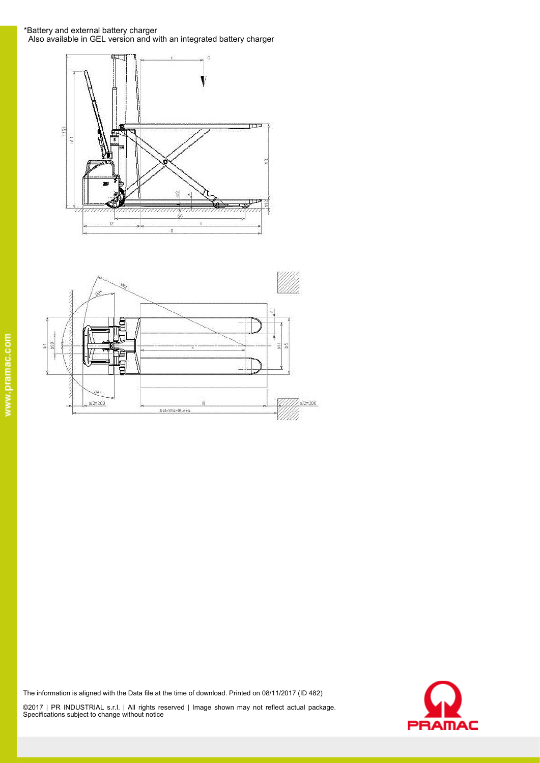*Battery and external battery charger
Also available in GEL version and with an integrated battery charger

The information is aligned with the Data file at the time of download. Printed on 08/11/2017 (ID 482)

©2017 | PR INDUSTRIAL s.r.l. | All rights reserved | Image shown may not reflect actual package.
Specifications subject to change without notice